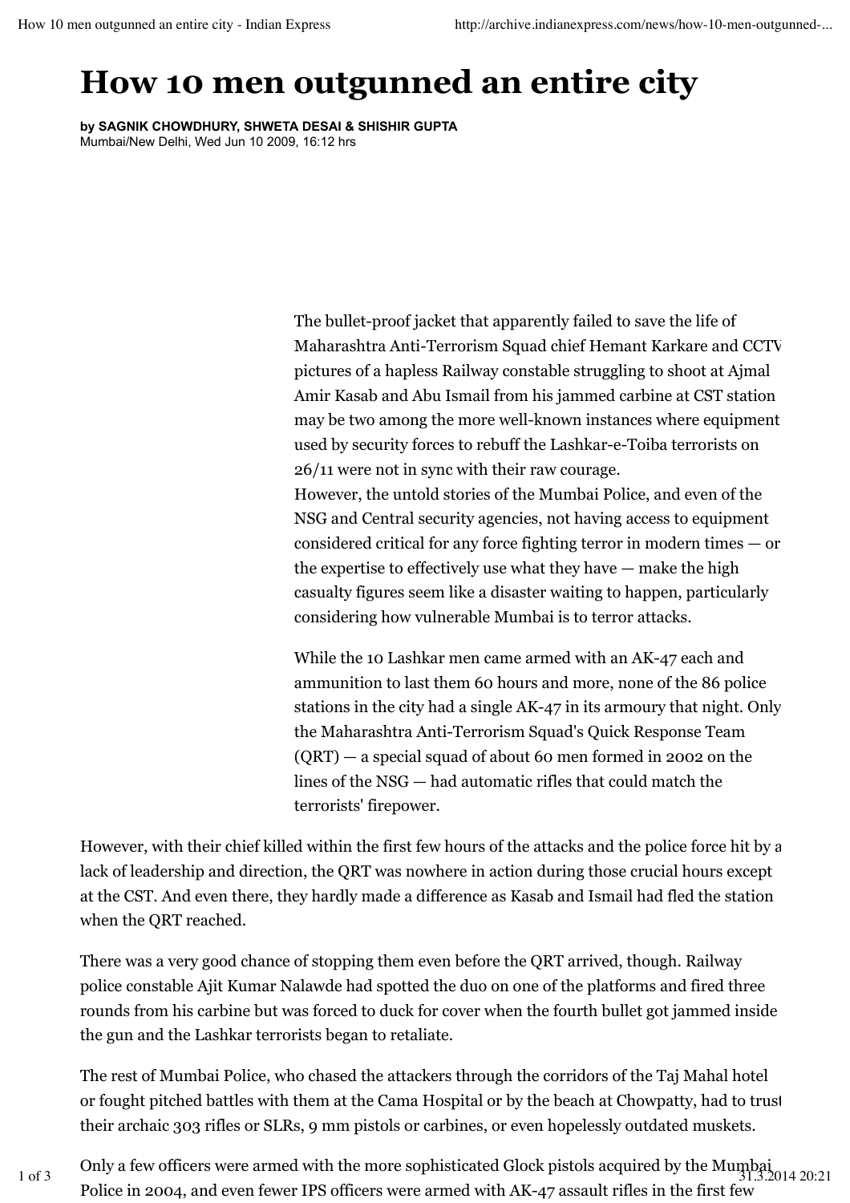# How 10 men outgunned an entire city

**by SAGNIK CHOWDHURY, SHWETA DESAI & SHISHIR GUPTA**
Mumbai/New Delhi, Wed Jun 10 2009, 16:12 hrs

The bullet-proof jacket that apparently failed to save the life of Maharashtra Anti-Terrorism Squad chief Hemant Karkare and CCTV pictures of a hapless Railway constable struggling to shoot at Ajmal Amir Kasab and Abu Ismail from his jammed carbine at CST station may be two among the more well-known instances where equipment used by security forces to rebuff the Lashkar-e-Toiba terrorists on 26/11 were not in sync with their raw courage.
However, the untold stories of the Mumbai Police, and even of the NSG and Central security agencies, not having access to equipment considered critical for any force fighting terror in modern times — or the expertise to effectively use what they have — make the high casualty figures seem like a disaster waiting to happen, particularly considering how vulnerable Mumbai is to terror attacks.

While the 10 Lashkar men came armed with an AK-47 each and ammunition to last them 60 hours and more, none of the 86 police stations in the city had a single AK-47 in its armoury that night. Only the Maharashtra Anti-Terrorism Squad's Quick Response Team (QRT) — a special squad of about 60 men formed in 2002 on the lines of the NSG — had automatic rifles that could match the terrorists' firepower.

However, with their chief killed within the first few hours of the attacks and the police force hit by a lack of leadership and direction, the QRT was nowhere in action during those crucial hours except at the CST. And even there, they hardly made a difference as Kasab and Ismail had fled the station when the QRT reached.

There was a very good chance of stopping them even before the QRT arrived, though. Railway police constable Ajit Kumar Nalawde had spotted the duo on one of the platforms and fired three rounds from his carbine but was forced to duck for cover when the fourth bullet got jammed inside the gun and the Lashkar terrorists began to retaliate.

The rest of Mumbai Police, who chased the attackers through the corridors of the Taj Mahal hotel or fought pitched battles with them at the Cama Hospital or by the beach at Chowpatty, had to trust their archaic 303 rifles or SLRs, 9 mm pistols or carbines, or even hopelessly outdated muskets.

Only a few officers were armed with the more sophisticated Glock pistols acquired by the Mumbai Police in 2004, and even fewer IPS officers were armed with AK-47 assault rifles in the first few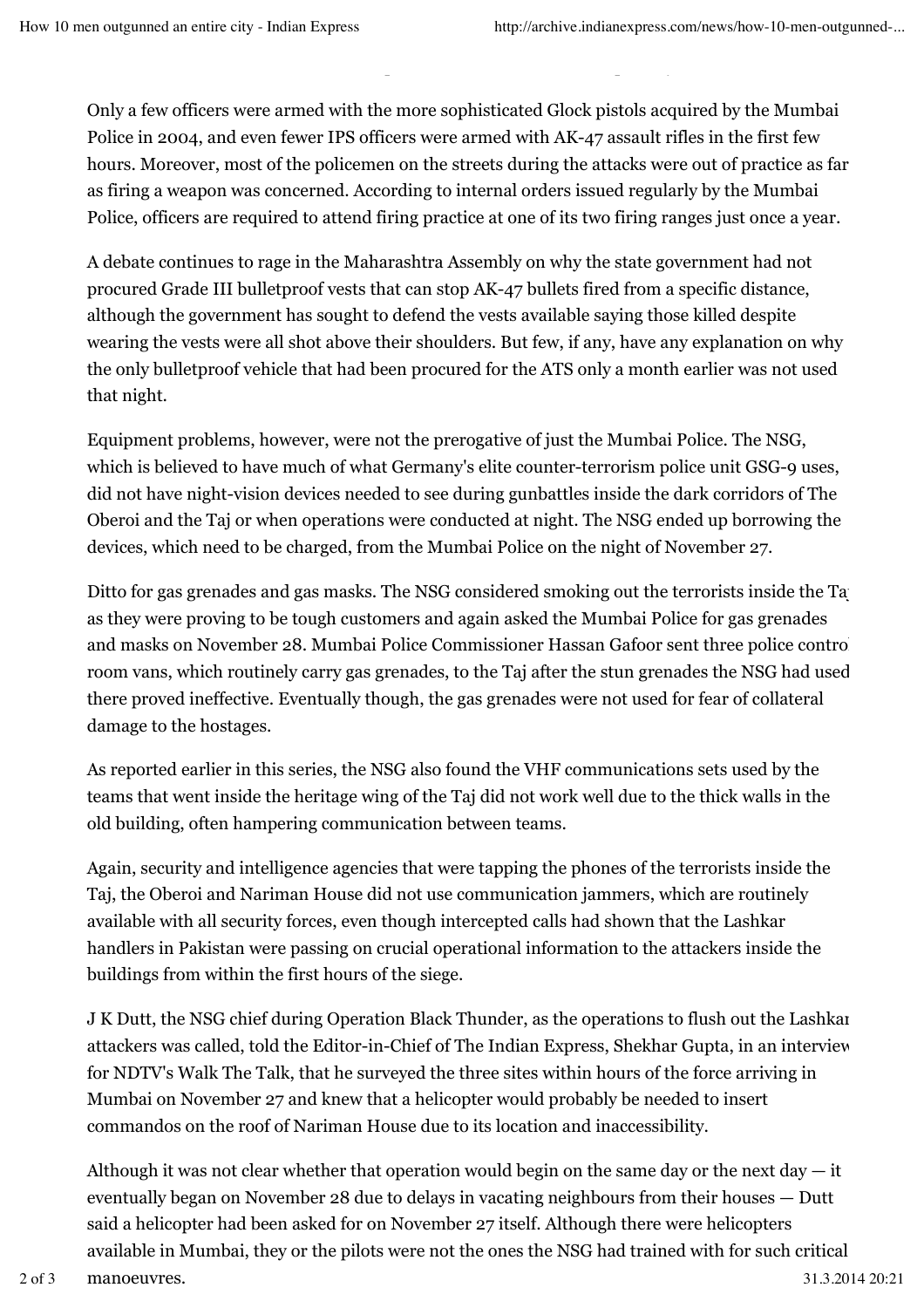Only a few officers were armed with the more sophisticated Glock pistols acquired by the Mumbai Police in 2004, and even fewer IPS officers were armed with AK-47 assault rifles in the first few hours. Moreover, most of the policemen on the streets during the attacks were out of practice as far as firing a weapon was concerned. According to internal orders issued regularly by the Mumbai Police, officers are required to attend firing practice at one of its two firing ranges just once a year.

A debate continues to rage in the Maharashtra Assembly on why the state government had not procured Grade III bulletproof vests that can stop AK-47 bullets fired from a specific distance, although the government has sought to defend the vests available saying those killed despite wearing the vests were all shot above their shoulders. But few, if any, have any explanation on why the only bulletproof vehicle that had been procured for the ATS only a month earlier was not used that night.

Equipment problems, however, were not the prerogative of just the Mumbai Police. The NSG, which is believed to have much of what Germany's elite counter-terrorism police unit GSG-9 uses, did not have night-vision devices needed to see during gunbattles inside the dark corridors of The Oberoi and the Taj or when operations were conducted at night. The NSG ended up borrowing the devices, which need to be charged, from the Mumbai Police on the night of November 27.

Ditto for gas grenades and gas masks. The NSG considered smoking out the terrorists inside the Taj as they were proving to be tough customers and again asked the Mumbai Police for gas grenades and masks on November 28. Mumbai Police Commissioner Hassan Gafoor sent three police control room vans, which routinely carry gas grenades, to the Taj after the stun grenades the NSG had used there proved ineffective. Eventually though, the gas grenades were not used for fear of collateral damage to the hostages.

As reported earlier in this series, the NSG also found the VHF communications sets used by the teams that went inside the heritage wing of the Taj did not work well due to the thick walls in the old building, often hampering communication between teams.

Again, security and intelligence agencies that were tapping the phones of the terrorists inside the Taj, the Oberoi and Nariman House did not use communication jammers, which are routinely available with all security forces, even though intercepted calls had shown that the Lashkar handlers in Pakistan were passing on crucial operational information to the attackers inside the buildings from within the first hours of the siege.

J K Dutt, the NSG chief during Operation Black Thunder, as the operations to flush out the Lashkar attackers was called, told the Editor-in-Chief of The Indian Express, Shekhar Gupta, in an interview for NDTV's Walk The Talk, that he surveyed the three sites within hours of the force arriving in Mumbai on November 27 and knew that a helicopter would probably be needed to insert commandos on the roof of Nariman House due to its location and inaccessibility.

Although it was not clear whether that operation would begin on the same day or the next day — it eventually began on November 28 due to delays in vacating neighbours from their houses — Dutt said a helicopter had been asked for on November 27 itself. Although there were helicopters available in Mumbai, they or the pilots were not the ones the NSG had trained with for such critical manoeuvres.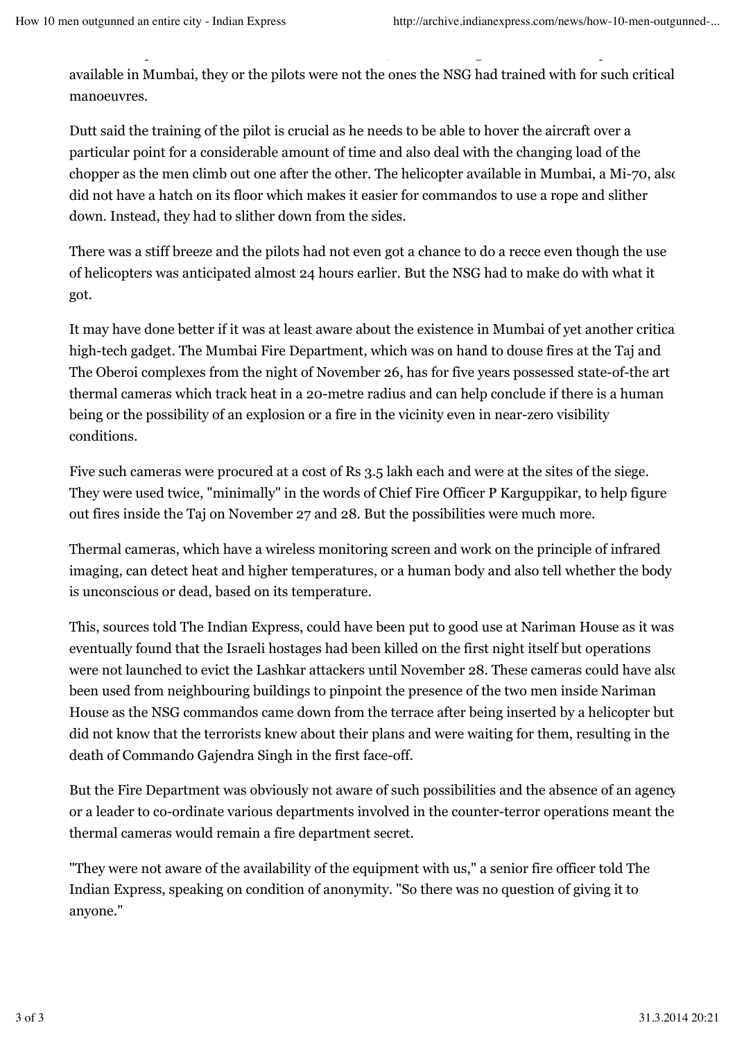available in Mumbai, they or the pilots were not the ones the NSG had trained with for such critical manoeuvres.

Dutt said the training of the pilot is crucial as he needs to be able to hover the aircraft over a particular point for a considerable amount of time and also deal with the changing load of the chopper as the men climb out one after the other. The helicopter available in Mumbai, a Mi-70, also did not have a hatch on its floor which makes it easier for commandos to use a rope and slither down. Instead, they had to slither down from the sides.

There was a stiff breeze and the pilots had not even got a chance to do a recce even though the use of helicopters was anticipated almost 24 hours earlier. But the NSG had to make do with what it got.

It may have done better if it was at least aware about the existence in Mumbai of yet another critical high-tech gadget. The Mumbai Fire Department, which was on hand to douse fires at the Taj and The Oberoi complexes from the night of November 26, has for five years possessed state-of-the art thermal cameras which track heat in a 20-metre radius and can help conclude if there is a human being or the possibility of an explosion or a fire in the vicinity even in near-zero visibility conditions.

Five such cameras were procured at a cost of Rs 3.5 lakh each and were at the sites of the siege. They were used twice, "minimally" in the words of Chief Fire Officer P Karguppikar, to help figure out fires inside the Taj on November 27 and 28. But the possibilities were much more.

Thermal cameras, which have a wireless monitoring screen and work on the principle of infrared imaging, can detect heat and higher temperatures, or a human body and also tell whether the body is unconscious or dead, based on its temperature.

This, sources told The Indian Express, could have been put to good use at Nariman House as it was eventually found that the Israeli hostages had been killed on the first night itself but operations were not launched to evict the Lashkar attackers until November 28. These cameras could have also been used from neighbouring buildings to pinpoint the presence of the two men inside Nariman House as the NSG commandos came down from the terrace after being inserted by a helicopter but did not know that the terrorists knew about their plans and were waiting for them, resulting in the death of Commando Gajendra Singh in the first face-off.

But the Fire Department was obviously not aware of such possibilities and the absence of an agency or a leader to co-ordinate various departments involved in the counter-terror operations meant the thermal cameras would remain a fire department secret.

"They were not aware of the availability of the equipment with us," a senior fire officer told The Indian Express, speaking on condition of anonymity. "So there was no question of giving it to anyone."